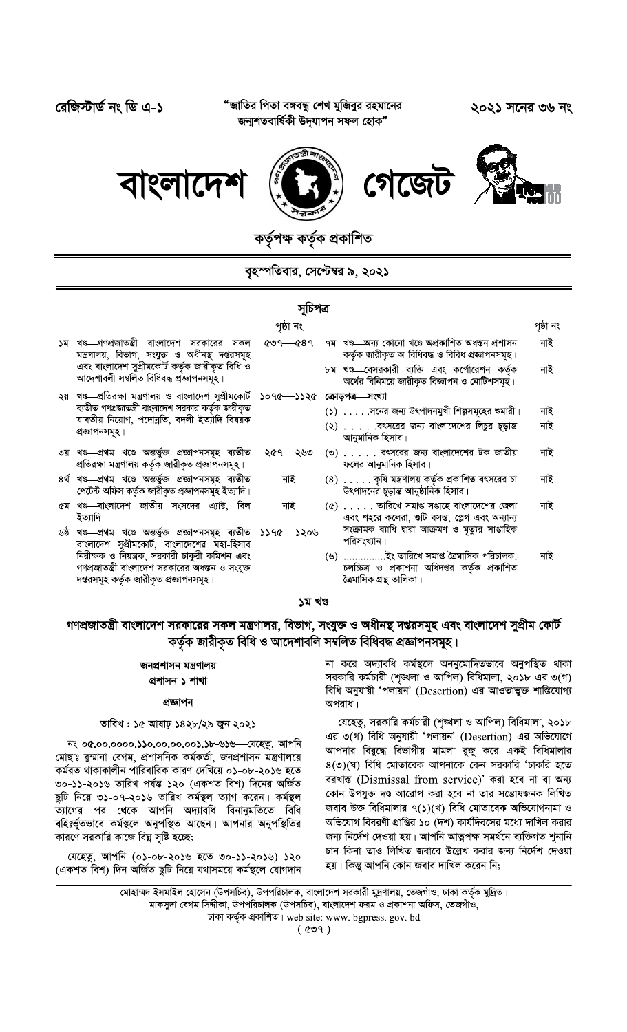রেজিস্টার্ড নং ডি এ-১

"জাতির পিতা বঙ্গবন্ধু শেখ মুজিবুর রহমানের জন্মশতবার্ষিকী উদ্‌যাপন সফল হোক"

২০২১ সনের ৩৬ নং

# বাংলাদেশ গেজেট

কর্তৃপক্ষ কর্তৃক প্রকাশিত

বৃহস্পতিবার, সেপ্টেম্বর ৯, ২০২১

## সূচিপত্র

| | পৃষ্ঠা নং |
|---|---|
| ১ম খণ্ড—গণপ্রজাতন্ত্রী বাংলাদেশ সরকারের সকল মন্ত্রণালয়, বিভাগ, সংযুক্ত ও অধীনস্থ দপ্তরসমূহ এবং বাংলাদেশ সুপ্রীমকোর্ট কর্তৃক জারীকৃত বিধি ও আদেশাবলী সম্বলিত বিধিবদ্ধ প্রজ্ঞাপনসমূহ। | ৫৩৭—৫৪৭ |
| ২য় খণ্ড—প্রতিরক্ষা মন্ত্রণালয় ও বাংলাদেশ সুপ্রীমকোর্ট ব্যতীত গণপ্রজাতন্ত্রী বাংলাদেশ সরকার কর্তৃক জারীকৃত যাবতীয় নিয়োগ, পদোন্নতি, বদলী ইত্যাদি বিষয়ক প্রজ্ঞাপনসমূহ। | ১০৭৫—১১২৫ |
| ৩য় খণ্ড—প্রথম খণ্ডে অন্তর্ভুক্ত প্রজ্ঞাপনসমূহ ব্যতীত প্রতিরক্ষা মন্ত্রণালয় কর্তৃক জারীকৃত প্রজ্ঞাপনসমূহ। | ২৫৭—২৬৩ |
| ৪র্থ খণ্ড—প্রথম খণ্ডে অন্তর্ভুক্ত প্রজ্ঞাপনসমূহ ব্যতীত পেটেন্ট অফিস কর্তৃক জারীকৃত প্রজ্ঞাপনসমূহ ইত্যাদি। | নাই |
| ৫ম খণ্ড—বাংলাদেশ জাতীয় সংসদের এ্যাক্ট, বিল ইত্যাদি। | নাই |
| ৬ষ্ঠ খণ্ড—প্রথম খণ্ডে অন্তর্ভুক্ত প্রজ্ঞাপনসমূহ ব্যতীত বাংলাদেশ সুপ্রীমকোর্ট, বাংলাদেশের মহা-হিসাব নিরীক্ষক ও নিয়ন্ত্রক, সরকারী চাকুরী কমিশন এবং গণপ্রজাতন্ত্রী বাংলাদেশ সরকারের অধস্তন ও সংযুক্ত দপ্তরসমূহ কর্তৃক জারীকৃত প্রজ্ঞাপনসমূহ। | ১১৭৫—১২০৬ |
| ৭ম খণ্ড—অন্য কোনো খণ্ডে অপ্রকাশিত অধস্তন প্রশাসন কর্তৃক জারীকৃত অ-বিধিবদ্ধ ও বিবিধ প্রজ্ঞাপনসমূহ। | নাই |
| ৮ম খণ্ড—বেসরকারী ব্যক্তি এবং কর্পোরেশন কর্তৃক অর্থের বিনিময়ে জারীকৃত বিজ্ঞাপন ও নোটিশসমূহ। | নাই |
| **ক্রোড়পত্র—সংখ্যা** | |
| (১) . . . . .সনের জন্য উৎপাদনমুখী শিল্পসমূহের শুমারী। | নাই |
| (২) . . . . .বৎসরের জন্য বাংলাদেশের লিচুর চূড়ান্ত আনুমানিক হিসাব। | নাই |
| (৩) . . . . . বৎসরের জন্য বাংলাদেশের টক জাতীয় ফলের আনুমানিক হিসাব। | নাই |
| (৪) . . . . . কৃষি মন্ত্রণালয় কর্তৃক প্রকাশিত বৎসরের চা উৎপাদনের চূড়ান্ত আনুষ্ঠানিক হিসাব। | নাই |
| (৫) . . . . . তারিখে সমাপ্ত সপ্তাহে বাংলাদেশের জেলা এবং শহরে কলেরা, গুটি বসন্ত, প্লেগ এবং অন্যান্য সংক্রামক ব্যাধি দ্বারা আক্রমণ ও মৃত্যুর সাপ্তাহিক পরিসংখ্যান। | নাই |
| (৬) ...............ইং তারিখে সমাপ্ত ত্রৈমাসিক পরিচালক, চলচ্চিত্র ও প্রকাশনা অধিদপ্তর কর্তৃক প্রকাশিত ত্রৈমাসিক গ্রন্থ তালিকা। | নাই |

## ১ম খণ্ড

## গণপ্রজাতন্ত্রী বাংলাদেশ সরকারের সকল মন্ত্রণালয়, বিভাগ, সংযুক্ত ও অধীনস্থ দপ্তরসমূহ এবং বাংলাদেশ সুপ্রীম কোর্ট কর্তৃক জারীকৃত বিধি ও আদেশাবলি সম্বলিত বিধিবদ্ধ প্রজ্ঞাপনসমূহ।

**জনপ্রশাসন মন্ত্রণালয়**

**প্রশাসন-১ শাখা**

**প্রজ্ঞাপন**

তারিখ : ১৫ আষাঢ় ১৪২৮/২৯ জুন ২০২১

নং ০৫.০০.০০০০.১১০.০০.০০.০০১.১৮-৬১৬—যেহেতু, আপনি মোছাঃ রুম্মানা বেগম, প্রশাসনিক কর্মকর্তা, জনপ্রশাসন মন্ত্রণালয়ে কর্মরত থাকাকালীন পারিবারিক কারণ দেখিয়ে ০১-০৮-২০১৬ হতে ৩০-১১-২০১৬ তারিখ পর্যন্ত ১২০ (একশত বিশ) দিনের অর্জিত ছুটি নিয়ে ৩১-০৭-২০১৬ তারিখ কর্মস্থল ত্যাগ করেন। কর্মস্থল ত্যাগের পর থেকে আপনি অদ্যাবধি বিনানুমতিতে বিধি বহির্ভূতভাবে কর্মস্থলে অনুপস্থিত আছেন। আপনার অনুপস্থিতির কারণে সরকারি কাজে বিঘ্ন সৃষ্টি হচ্ছে;

যেহেতু, আপনি (০১-০৮-২০১৬ হতে ৩০-১১-২০১৬) ১২০ (একশত বিশ) দিন অর্জিত ছুটি নিয়ে যথাসময়ে কর্মস্থলে যোগদান না করে অদ্যাবধি কর্মস্থলে অননুমোদিতভাবে অনুপস্থিত থাকা সরকারি কর্মচারী (শৃঙ্খলা ও আপিল) বিধিমালা, ২০১৮ এর ৩(গ) বিধি অনুযায়ী 'পলায়ন' (Desertion) এর আওতাভুক্ত শাস্তিযোগ্য অপরাধ।

যেহেতু, সরকারি কর্মচারী (শৃঙ্খলা ও আপিল) বিধিমালা, ২০১৮ এর ৩(গ) বিধি অনুযায়ী 'পলায়ন' (Desertion) এর অভিযোগে আপনার বিরুদ্ধে বিভাগীয় মামলা রুজু করে একই বিধিমালার ৪(৩)(ঘ) বিধি মোতাবেক আপনাকে কেন সরকারি 'চাকরি হতে বরখাস্ত (Dismissal from service)' করা হবে না বা অন্য কোন উপযুক্ত দণ্ড আরোপ করা হবে না তার সন্তোষজনক লিখিত জবাব উক্ত বিধিমালার ৭(১)(খ) বিধি মোতাবেক অভিযোগনামা ও অভিযোগ বিবরণী প্রাপ্তির ১০ (দশ) কার্যদিবসের মধ্যে দাখিল করার জন্য নির্দেশ দেওয়া হয়। আপনি আত্মপক্ষ সমর্থনে ব্যক্তিগত শুনানি চান কিনা তাও লিখিত জবাবে উল্লেখ করার জন্য নির্দেশ দেওয়া হয়। কিন্তু আপনি কোন জবাব দাখিল করেন নি;

মোহাম্মদ ইসমাইল হোসেন (উপসচিব), উপপরিচালক, বাংলাদেশ সরকারী মুদ্রণালয়, তেজগাঁও, ঢাকা কর্তৃক মুদ্রিত।
মাকসুদা বেগম সিদ্দীকা, উপপরিচালক (উপসচিব), বাংলাদেশ ফরম ও প্রকাশনা অফিস, তেজগাঁও,
ঢাকা কর্তৃক প্রকাশিত। web site: www. bgpress. gov. bd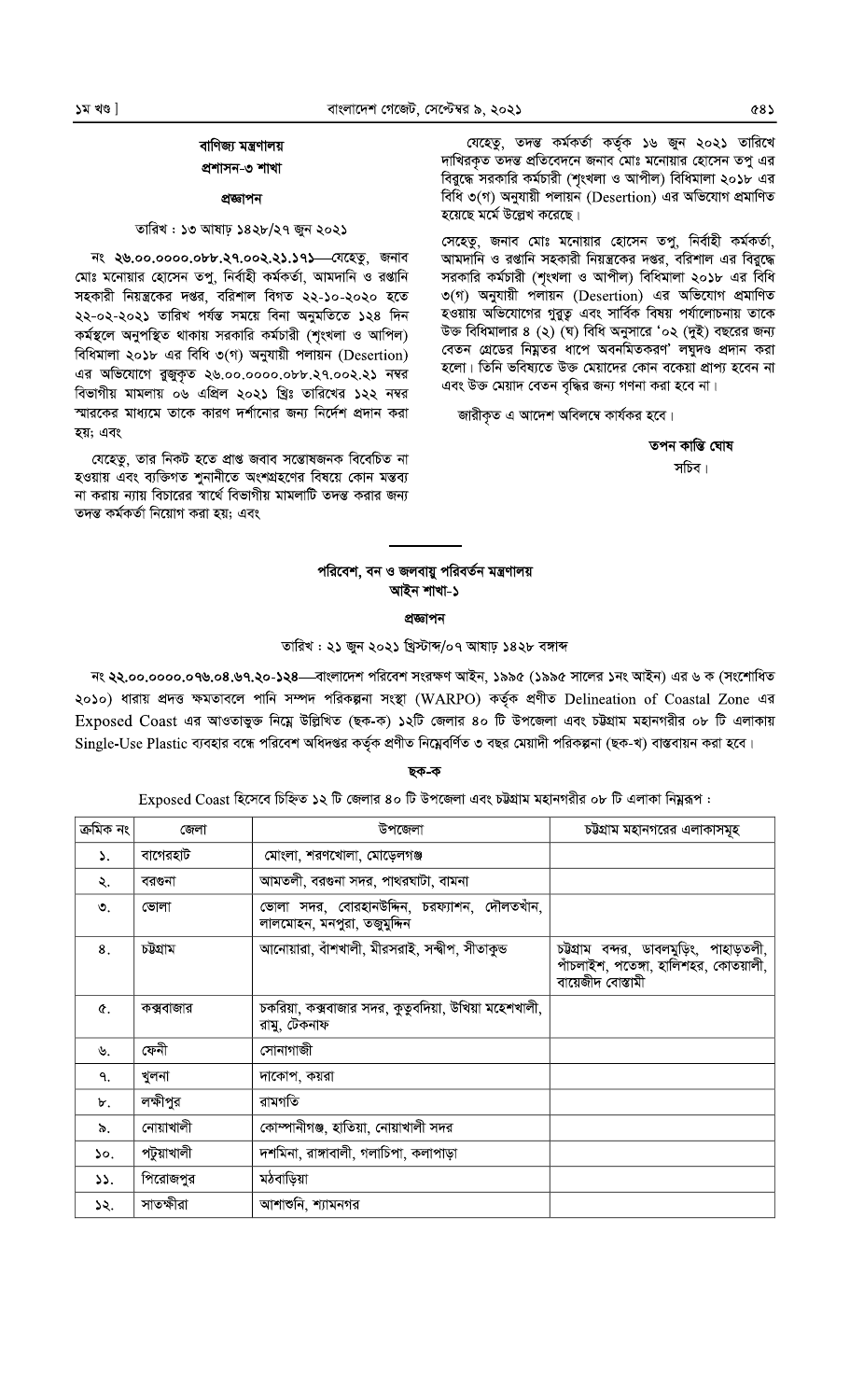## বাণিজ্য মন্ত্রণালয়
### প্রশাসন-৩ শাখা

**প্রজ্ঞাপন**

তারিখ : ১৩ আষাঢ় ১৪২৮/২৭ জুন ২০২১

নং **২৬.০০.০০০০.০৮৮.২৭.০০২.২১.১৭১**—যেহেতু, জনাব মোঃ মনোয়ার হোসেন তপু, নির্বাহী কর্মকর্তা, আমদানি ও রপ্তানি সহকারী নিয়ন্ত্রকের দপ্তর, বরিশাল বিগত ২২-১০-২০২০ হতে ২২-০২-২০২১ তারিখ পর্যন্ত সময়ে বিনা অনুমতিতে ১২৪ দিন কর্মস্থলে অনুপস্থিত থাকায় সরকারি কর্মচারী (শৃংখলা ও আপিল) বিধিমালা ২০১৮ এর বিধি ৩(গ) অনুযায়ী পলায়ন (Desertion) এর অভিযোগে রুজুকৃত ২৬.০০.০০০০.০৮৮.২৭.০০২.২১ নম্বর বিভাগীয় মামলায় ০৬ এপ্রিল ২০২১ খ্রিঃ তারিখের ১২২ নম্বর স্মারকের মাধ্যমে তাকে কারণ দর্শানোর জন্য নির্দেশ প্রদান করা হয়; এবং

যেহেতু, তার নিকট হতে প্রাপ্ত জবাব সন্তোষজনক বিবেচিত না হওয়ায় এবং ব্যক্তিগত শুনানীতে অংশগ্রহণের বিষয়ে কোন মন্তব্য না করায় ন্যায় বিচারের স্বার্থে বিভাগীয় মামলাটি তদন্ত করার জন্য তদন্ত কর্মকর্তা নিয়োগ করা হয়; এবং

যেহেতু, তদন্ত কর্মকর্তা কর্তৃক ১৬ জুন ২০২১ তারিখে দাখিলকৃত তদন্ত প্রতিবেদনে জনাব মোঃ মনোয়ার হোসেন তপু এর বিরুদ্ধে সরকারি কর্মচারী (শৃংখলা ও আপীল) বিধিমালা ২০১৮ এর বিধি ৩(গ) অনুযায়ী পলায়ন (Desertion) এর অভিযোগ প্রমাণিত হয়েছে মর্মে উল্লেখ করেছে।

সেহেতু, জনাব মোঃ মনোয়ার হোসেন তপু, নির্বাহী কর্মকর্তা, আমদানি ও রপ্তানি সহকারী নিয়ন্ত্রকের দপ্তর, বরিশাল এর বিরুদ্ধে সরকারি কর্মচারী (শৃংখলা ও আপীল) বিধিমালা ২০১৮ এর বিধি ৩(গ) অনুযায়ী পলায়ন (Desertion) এর অভিযোগ প্রমাণিত হওয়ায় অভিযোগের গুরুত্ব এবং সার্বিক বিষয় পর্যালোচনায় তাকে উক্ত বিধিমালার ৪ (২) (ঘ) বিধি অনুসারে '০২ (দুই) বছরের জন্য বেতন গ্রেডের নিম্নতর ধাপে অবনমিতকরণ' লঘুদণ্ড প্রদান করা হলো। তিনি ভবিষ্যতে উক্ত মেয়াদের কোন বকেয়া প্রাপ্য হবেন না এবং উক্ত মেয়াদ বেতন বৃদ্ধির জন্য গণনা করা হবে না।

জারীকৃত এ আদেশ অবিলম্বে কার্যকর হবে।

তপন কান্তি ঘোষ
সচিব।

---

## পরিবেশ, বন ও জলবায়ু পরিবর্তন মন্ত্রণালয়
### আইন শাখা-১

**প্রজ্ঞাপন**

তারিখ : ২১ জুন ২০২১ খ্রিস্টাব্দ/০৭ আষাঢ় ১৪২৮ বঙ্গাব্দ

নং **২২.০০.০০০০.০৭৬.০৪.৬৭.২০-১২৪**—বাংলাদেশ পরিবেশ সংরক্ষণ আইন, ১৯৯৫ (১৯৯৫ সালের ১নং আইন) এর ৬ ক (সংশোধিত ২০১০) ধারায় প্রদত্ত ক্ষমতাবলে পানি সম্পদ পরিকল্পনা সংস্থা (WARPO) কর্তৃক প্রণীত Delineation of Coastal Zone এর Exposed Coast এর আওতাভুক্ত নিম্নে উল্লিখিত (ছক-ক) ১২টি জেলার ৪০ টি উপজেলা এবং চট্টগ্রাম মহানগরীর ০৮ টি এলাকায় Single-Use Plastic ব্যবহার বন্ধে পরিবেশ অধিদপ্তর কর্তৃক প্রণীত নিম্নেবর্ণিত ৩ বছর মেয়াদী পরিকল্পনা (ছক-খ) বাস্তবায়ন করা হবে।

**ছক-ক**

Exposed Coast হিসেবে চিহ্নিত ১২ টি জেলার ৪০ টি উপজেলা এবং চট্টগ্রাম মহানগরীর ০৮ টি এলাকা নিম্নরূপ :

| ক্রমিক নং | জেলা | উপজেলা | চট্টগ্রাম মহানগরের এলাকাসমূহ |
|---|---|---|---|
| ১. | বাগেরহাট | মোংলা, শরণখোলা, মোড়েলগঞ্জ | |
| ২. | বরগুনা | আমতলী, বরগুনা সদর, পাথরঘাটা, বামনা | |
| ৩. | ভোলা | ভোলা সদর, বোরহানউদ্দিন, চরফ্যাশন, দৌলতখাঁন, লালমোহন, মনপুরা, তজুমুদ্দিন | |
| ৪. | চট্টগ্রাম | আনোয়ারা, বাঁশখালী, মীরসরাই, সন্দ্বীপ, সীতাকুন্ড | চট্টগ্রাম বন্দর, ডাবলমুড়িং, পাহাড়তলী, পাঁচলাইশ, পতেঙ্গা, হালিশহর, কোতয়ালী, বায়েজীদ বোস্তামী |
| ৫. | কক্সবাজার | চকরিয়া, কক্সবাজার সদর, কুতুবদিয়া, উখিয়া মহেশখালী, রামু, টেকনাফ | |
| ৬. | ফেনী | সোনাগাজী | |
| ৭. | খুলনা | দাকোপ, কয়রা | |
| ৮. | লক্ষীপুর | রামগতি | |
| ৯. | নোয়াখালী | কোম্পানীগঞ্জ, হাতিয়া, নোয়াখালী সদর | |
| ১০. | পটুয়াখালী | দশমিনা, রাঙ্গাবালী, গলাচিপা, কলাপাড়া | |
| ১১. | পিরোজপুর | মঠবাড়িয়া | |
| ১২. | সাতক্ষীরা | আশাশুনি, শ্যামনগর | |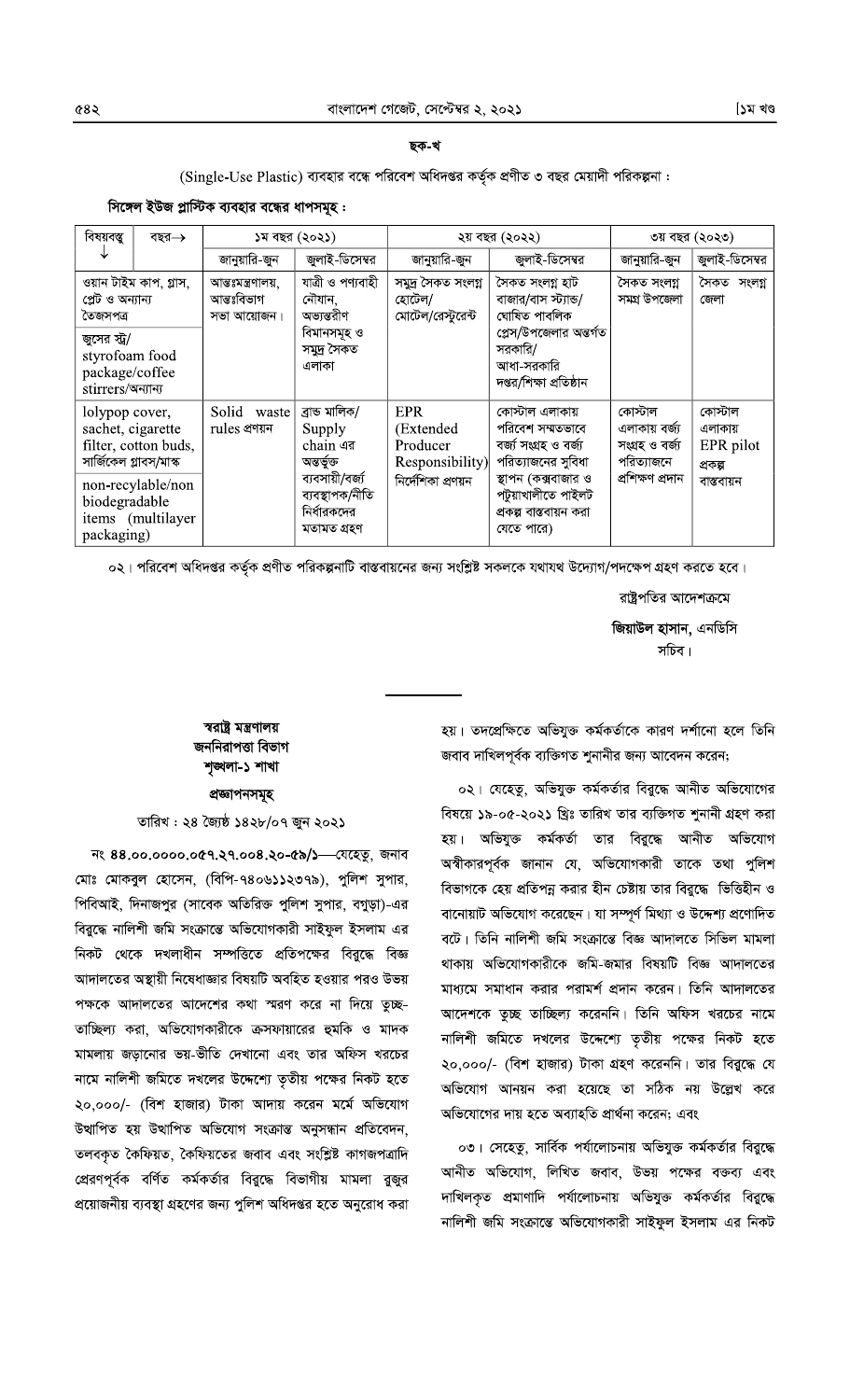ছক-খ

(Single-Use Plastic) ব্যবহার বন্ধে পরিবেশ অধিদপ্তর কর্তৃক প্রণীত ৩ বছর মেয়াদী পরিকল্পনা :

**সিঙ্গেল ইউজ প্লাস্টিক ব্যবহার বন্ধের ধাপসমূহ :**

| বিষয়বস্তু ↓ বছর→ | ১ম বছর (২০২১) | | ২য় বছর (২০২২) | | ৩য় বছর (২০২৩) | |
|---|---|---|---|---|---|---|
| | জানুয়ারি-জুন | জুলাই-ডিসেম্বর | জানুয়ারি-জুন | জুলাই-ডিসেম্বর | জানুয়ারি-জুন | জুলাই-ডিসেম্বর |
| ওয়ান টাইম কাপ, গ্লাস, প্লেট ও অন্যান্য তৈজসপত্র<br>জুসের স্ট্র/ styrofoam food package/coffee stirrers/অন্যান্য | আন্তঃমন্ত্রণালয়, আন্তঃবিভাগ সভা আয়োজন। | যাত্রী ও পণ্যবাহী নৌযান, অভ্যন্তরীণ বিমানসমূহ ও সমুদ্র সৈকত এলাকা | সমুদ্র সৈকত সংলগ্ন হোটেল/ মোটেল/রেস্টুরেন্ট | সৈকত সংলগ্ন হাট বাজার/বাস স্ট্যান্ড/ ঘোষিত পাবলিক প্লেস/উপজেলার অন্তর্গত সরকারি/ আধা-সরকারি দপ্তর/শিক্ষা প্রতিষ্ঠান | সৈকত সংলগ্ন সমগ্র উপজেলা | সৈকত সংলগ্ন জেলা |
| lolypop cover, sachet, cigarette filter, cotton buds, সার্জিকেল গ্লাবস/মাস্ক<br>non-recylable/non biodegradable items (multilayer packaging) | Solid waste rules প্রণয়ন | ব্রান্ড মালিক/ Supply chain এর অন্তর্ভুক্ত ব্যবসায়ী/বর্জ্য ব্যবস্থাপক/নীতি নির্ধারকদের মতামত গ্রহণ | EPR (Extended Producer Responsibility) নির্দেশিকা প্রণয়ন | কোস্টাল এলাকায় পরিবেশ সম্মতভাবে বর্জ্য সংগ্রহ ও বর্জ্য পরিত্যাজনের সুবিধা স্থাপন (কক্সবাজার ও পটুয়াখালীতে পাইলট প্রকল্প বাস্তবায়ন করা যেতে পারে) | কোস্টাল এলাকায় বর্জ্য সংগ্রহ ও বর্জ্য পরিত্যাজনে প্রশিক্ষণ প্রদান | কোস্টাল এলাকায় EPR pilot প্রকল্প বাস্তবায়ন |

০২। পরিবেশ অধিদপ্তর কর্তৃক প্রণীত পরিকল্পনাটি বাস্তবায়নের জন্য সংশ্লিষ্ট সকলকে যথাযথ উদ্যোগ/পদক্ষেপ গ্রহণ করতে হবে।

রাষ্ট্রপতির আদেশক্রমে

**জিয়াউল হাসান,** এনডিসি
সচিব।

---

**স্বরাষ্ট্র মন্ত্রণালয়**
**জননিরাপত্তা বিভাগ**
**শৃঙ্খলা-১ শাখা**

**প্রজ্ঞাপনসমূহ**

তারিখ : ২৪ জ্যৈষ্ঠ ১৪২৮/০৭ জুন ২০২১

নং ৪৪.০০.০০০০.০৫৭.২৭.০০৪.২০-৫৯/১—যেহেতু, জনাব মোঃ মোকবুল হোসেন, (বিপি-৭৪০৬১১২৩৭৯), পুলিশ সুপার, পিবিআই, দিনাজপুর (সাবেক অতিরিক্ত পুলিশ সুপার, বগুড়া)-এর বিরুদ্ধে নালিশী জমি সংক্রান্তে অভিযোগকারী সাইফুল ইসলাম এর নিকট থেকে দখলাধীন সম্পত্তিতে প্রতিপক্ষের বিরুদ্ধে বিজ্ঞ আদালতের অস্থায়ী নিষেধাজ্ঞার বিষয়টি অবহিত হওয়ার পরও উভয় পক্ষকে আদালতের আদেশের কথা স্মরণ করে না দিয়ে তুচ্ছ-তাচ্ছিল্য করা, অভিযোগকারীকে ক্রসফায়ারের হুমকি ও মাদক মামলায় জড়ানোর ভয়-ভীতি দেখানো এবং তার অফিস খরচের নামে নালিশী জমিতে দখলের উদ্দেশ্যে তৃতীয় পক্ষের নিকট হতে ২০,০০০/- (বিশ হাজার) টাকা আদায় করেন মর্মে অভিযোগ উত্থাপিত হয় উত্থাপিত অভিযোগ সংক্রান্ত অনুসন্ধান প্রতিবেদন, তলবকৃত কৈফিয়ত, কৈফিয়তের জবাব এবং সংশ্লিষ্ট কাগজপত্রাদি প্রেরণপূর্বক বর্ণিত কর্মকর্তার বিরুদ্ধে বিভাগীয় মামলা রুজুর প্রয়োজনীয় ব্যবস্থা গ্রহণের জন্য পুলিশ অধিদপ্তর হতে অনুরোধ করা হয়। তদপ্রেক্ষিতে অভিযুক্ত কর্মকর্তাকে কারণ দর্শানো হলে তিনি জবাব দাখিলপূর্বক ব্যক্তিগত শুনানীর জন্য আবেদন করেন;

০২। যেহেতু, অভিযুক্ত কর্মকর্তার বিরুদ্ধে আনীত অভিযোগের বিষয়ে ১৯-০৫-২০২১ খ্রিঃ তারিখ তার ব্যক্তিগত শুনানী গ্রহণ করা হয়। অভিযুক্ত কর্মকর্তা তার বিরুদ্ধে আনীত অভিযোগ অস্বীকারপূর্বক জানান যে, অভিযোগকারী তাকে তথা পুলিশ বিভাগকে হেয় প্রতিপন্ন করার হীন চেষ্টায় তার বিরুদ্ধে ভিত্তিহীন ও বানোয়াট অভিযোগ করেছেন। যা সম্পূর্ণ মিথ্যা ও উদ্দেশ্য প্রণোদিত বটে। তিনি নালিশী জমি সংক্রান্তে বিজ্ঞ আদালতে সিভিল মামলা থাকায় অভিযোগকারীকে জমি-জমার বিষয়টি বিজ্ঞ আদালতের মাধ্যমে সমাধান করার পরামর্শ প্রদান করেন। তিনি আদালতের আদেশকে তুচ্ছ তাচ্ছিল্য করেননি। তিনি অফিস খরচের নামে নালিশী জমিতে দখলের উদ্দেশ্যে তৃতীয় পক্ষের নিকট হতে ২০,০০০/- (বিশ হাজার) টাকা গ্রহণ করেননি। তার বিরুদ্ধে যে অভিযোগ আনয়ন করা হয়েছে তা সঠিক নয় উল্লেখ করে অভিযোগের দায় হতে অব্যাহতি প্রার্থনা করেন; এবং

০৩। যেহেতু, সার্বিক পর্যালোচনায় অভিযুক্ত কর্মকর্তার বিরুদ্ধে আনীত অভিযোগ, লিখিত জবাব, উভয় পক্ষের বক্তব্য এবং দাখিলকৃত প্রমাণাদি পর্যালোচনায় অভিযুক্ত কর্মকর্তার বিরুদ্ধে নালিশী জমি সংক্রান্তে অভিযোগকারী সাইফুল ইসলাম এর নিকট